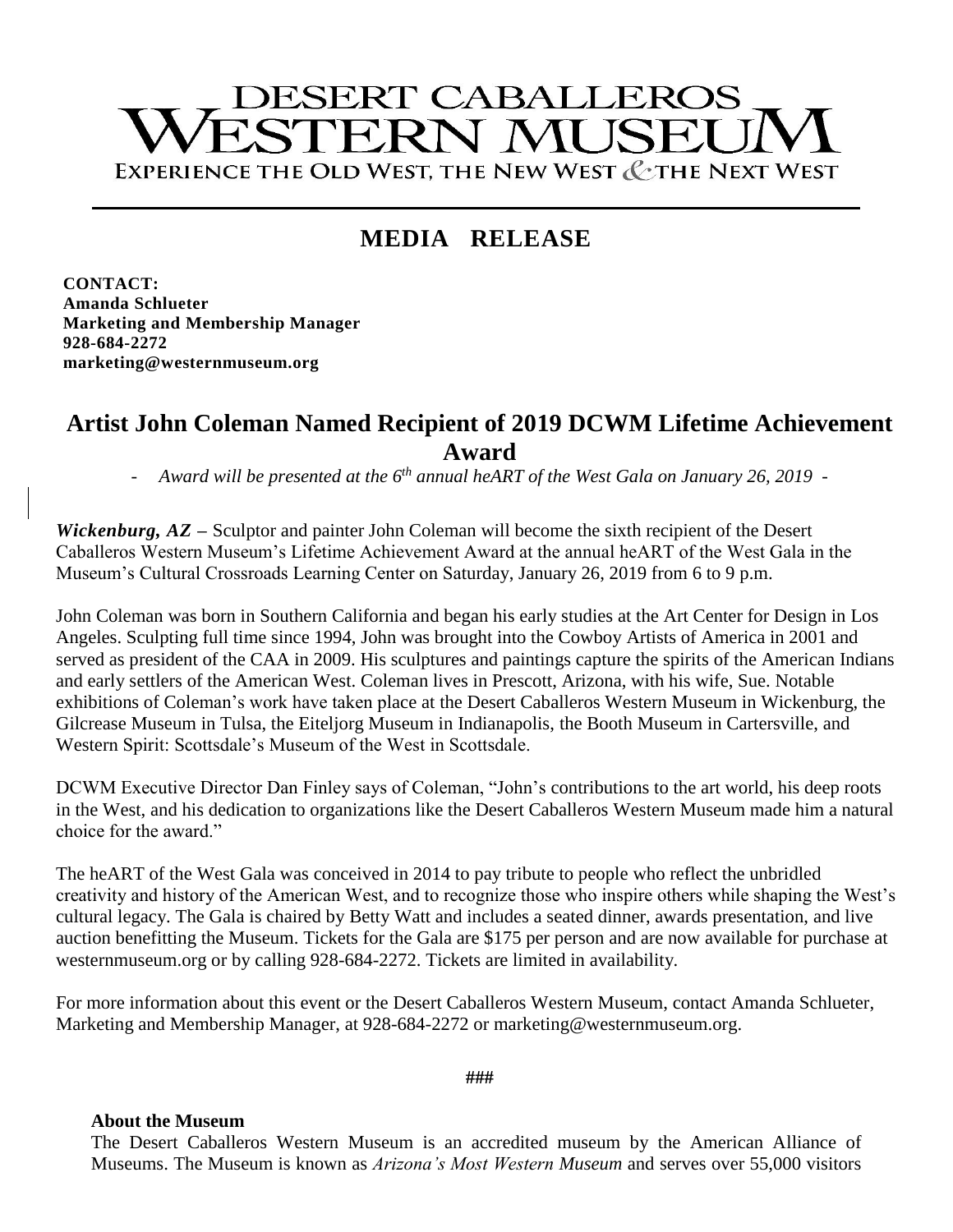# DESERT CABALLEROS WESTERN MUSEUM

EXPERIENCE THE OLD WEST, THE NEW WEST & THE NEXT WEST

## MEDIA RELEASE

**CONTACT:**
**Amanda Schlueter**
**Marketing and Membership Manager**
**928-684-2272**
**marketing@westernmuseum.org**

# Artist John Coleman Named Recipient of 2019 DCWM Lifetime Achievement Award

*- Award will be presented at the 6th annual heART of the West Gala on January 26, 2019 -*

***Wickenburg, AZ*** – Sculptor and painter John Coleman will become the sixth recipient of the Desert Caballeros Western Museum's Lifetime Achievement Award at the annual heART of the West Gala in the Museum's Cultural Crossroads Learning Center on Saturday, January 26, 2019 from 6 to 9 p.m.

John Coleman was born in Southern California and began his early studies at the Art Center for Design in Los Angeles. Sculpting full time since 1994, John was brought into the Cowboy Artists of America in 2001 and served as president of the CAA in 2009. His sculptures and paintings capture the spirits of the American Indians and early settlers of the American West. Coleman lives in Prescott, Arizona, with his wife, Sue. Notable exhibitions of Coleman's work have taken place at the Desert Caballeros Western Museum in Wickenburg, the Gilcrease Museum in Tulsa, the Eiteljorg Museum in Indianapolis, the Booth Museum in Cartersville, and Western Spirit: Scottsdale's Museum of the West in Scottsdale.

DCWM Executive Director Dan Finley says of Coleman, "John's contributions to the art world, his deep roots in the West, and his dedication to organizations like the Desert Caballeros Western Museum made him a natural choice for the award."

The heART of the West Gala was conceived in 2014 to pay tribute to people who reflect the unbridled creativity and history of the American West, and to recognize those who inspire others while shaping the West's cultural legacy. The Gala is chaired by Betty Watt and includes a seated dinner, awards presentation, and live auction benefitting the Museum. Tickets for the Gala are $175 per person and are now available for purchase at westernmuseum.org or by calling 928-684-2272. Tickets are limited in availability.

For more information about this event or the Desert Caballeros Western Museum, contact Amanda Schlueter, Marketing and Membership Manager, at 928-684-2272 or marketing@westernmuseum.org.

###

**About the Museum**

The Desert Caballeros Western Museum is an accredited museum by the American Alliance of Museums. The Museum is known as *Arizona's Most Western Museum* and serves over 55,000 visitors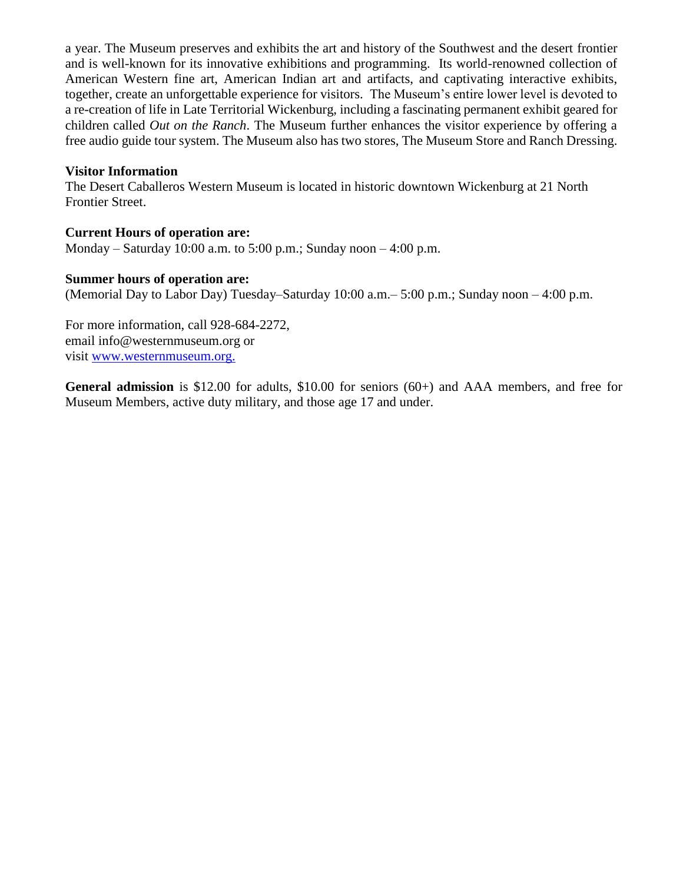a year. The Museum preserves and exhibits the art and history of the Southwest and the desert frontier and is well-known for its innovative exhibitions and programming. Its world-renowned collection of American Western fine art, American Indian art and artifacts, and captivating interactive exhibits, together, create an unforgettable experience for visitors. The Museum's entire lower level is devoted to a re-creation of life in Late Territorial Wickenburg, including a fascinating permanent exhibit geared for children called *Out on the Ranch*. The Museum further enhances the visitor experience by offering a free audio guide tour system. The Museum also has two stores, The Museum Store and Ranch Dressing.

**Visitor Information**

The Desert Caballeros Western Museum is located in historic downtown Wickenburg at 21 North Frontier Street.

**Current Hours of operation are:**

Monday – Saturday 10:00 a.m. to 5:00 p.m.; Sunday noon – 4:00 p.m.

**Summer hours of operation are:**

(Memorial Day to Labor Day) Tuesday–Saturday 10:00 a.m.– 5:00 p.m.; Sunday noon – 4:00 p.m.

For more information, call 928-684-2272,
email info@westernmuseum.org or
visit [www.westernmuseum.org.](http://www.westernmuseum.org)

**General admission** is $12.00 for adults, $10.00 for seniors (60+) and AAA members, and free for Museum Members, active duty military, and those age 17 and under.